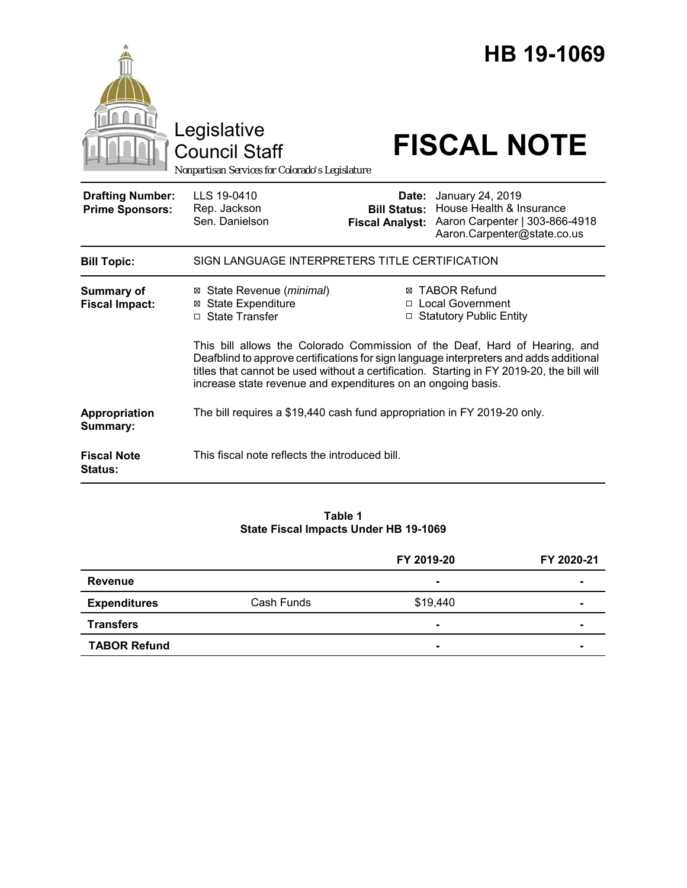# HB 19-1069

Legislative Council Staff

*Nonpartisan Services for Colorado's Legislature*

# FISCAL NOTE

| | | | |
|---|---|---|---|
| **Drafting Number:** | LLS 19-0410 | **Date:** | January 24, 2019 |
| **Prime Sponsors:** | Rep. Jackson<br>Sen. Danielson | **Bill Status:** | House Health & Insurance |
| | | **Fiscal Analyst:** | Aaron Carpenter \| 303-866-4918<br>Aaron.Carpenter@state.co.us |

**Bill Topic:** SIGN LANGUAGE INTERPRETERS TITLE CERTIFICATION

**Summary of Fiscal Impact:**

- ☒ State Revenue (*minimal*)
- ☒ State Expenditure
- ☐ State Transfer
- ☒ TABOR Refund
- ☐ Local Government
- ☐ Statutory Public Entity

This bill allows the Colorado Commission of the Deaf, Hard of Hearing, and Deafblind to approve certifications for sign language interpreters and adds additional titles that cannot be used without a certification. Starting in FY 2019-20, the bill will increase state revenue and expenditures on an ongoing basis.

**Appropriation Summary:** The bill requires a $19,440 cash fund appropriation in FY 2019-20 only.

**Fiscal Note Status:** This fiscal note reflects the introduced bill.

**Table 1**
**State Fiscal Impacts Under HB 19-1069**

| | | FY 2019-20 | FY 2020-21 |
|---|---|---|---|
| **Revenue** | | - | - |
| **Expenditures** | Cash Funds | $19,440 | - |
| **Transfers** | | - | - |
| **TABOR Refund** | | - | - |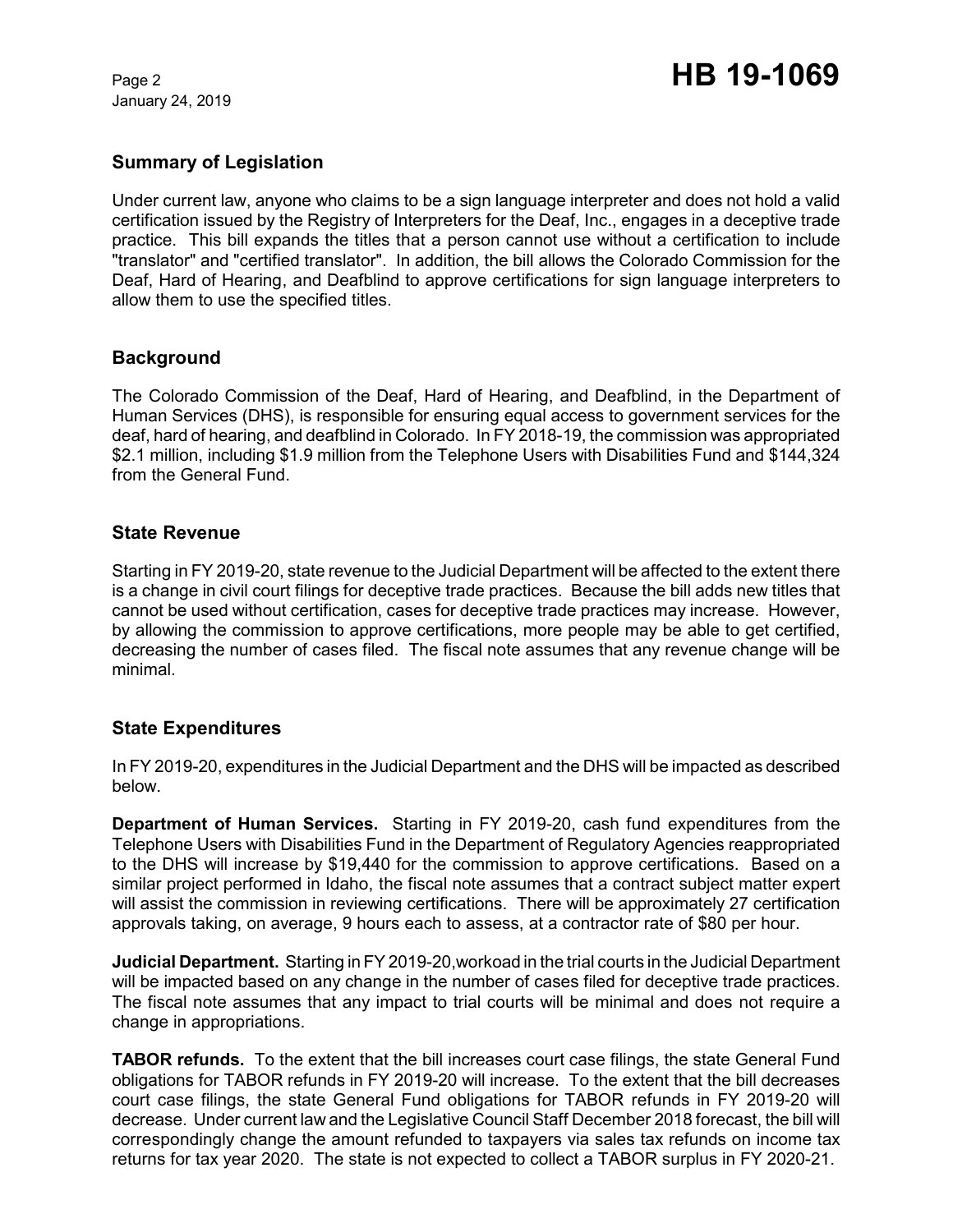## Summary of Legislation

Under current law, anyone who claims to be a sign language interpreter and does not hold a valid certification issued by the Registry of Interpreters for the Deaf, Inc., engages in a deceptive trade practice. This bill expands the titles that a person cannot use without a certification to include "translator" and "certified translator". In addition, the bill allows the Colorado Commission for the Deaf, Hard of Hearing, and Deafblind to approve certifications for sign language interpreters to allow them to use the specified titles.

## Background

The Colorado Commission of the Deaf, Hard of Hearing, and Deafblind, in the Department of Human Services (DHS), is responsible for ensuring equal access to government services for the deaf, hard of hearing, and deafblind in Colorado. In FY 2018-19, the commission was appropriated $2.1 million, including $1.9 million from the Telephone Users with Disabilities Fund and $144,324 from the General Fund.

## State Revenue

Starting in FY 2019-20, state revenue to the Judicial Department will be affected to the extent there is a change in civil court filings for deceptive trade practices. Because the bill adds new titles that cannot be used without certification, cases for deceptive trade practices may increase. However, by allowing the commission to approve certifications, more people may be able to get certified, decreasing the number of cases filed. The fiscal note assumes that any revenue change will be minimal.

## State Expenditures

In FY 2019-20, expenditures in the Judicial Department and the DHS will be impacted as described below.

**Department of Human Services.** Starting in FY 2019-20, cash fund expenditures from the Telephone Users with Disabilities Fund in the Department of Regulatory Agencies reappropriated to the DHS will increase by $19,440 for the commission to approve certifications. Based on a similar project performed in Idaho, the fiscal note assumes that a contract subject matter expert will assist the commission in reviewing certifications. There will be approximately 27 certification approvals taking, on average, 9 hours each to assess, at a contractor rate of $80 per hour.

**Judicial Department.** Starting in FY 2019-20,workoad in the trial courts in the Judicial Department will be impacted based on any change in the number of cases filed for deceptive trade practices. The fiscal note assumes that any impact to trial courts will be minimal and does not require a change in appropriations.

**TABOR refunds.** To the extent that the bill increases court case filings, the state General Fund obligations for TABOR refunds in FY 2019-20 will increase. To the extent that the bill decreases court case filings, the state General Fund obligations for TABOR refunds in FY 2019-20 will decrease. Under current law and the Legislative Council Staff December 2018 forecast, the bill will correspondingly change the amount refunded to taxpayers via sales tax refunds on income tax returns for tax year 2020. The state is not expected to collect a TABOR surplus in FY 2020-21.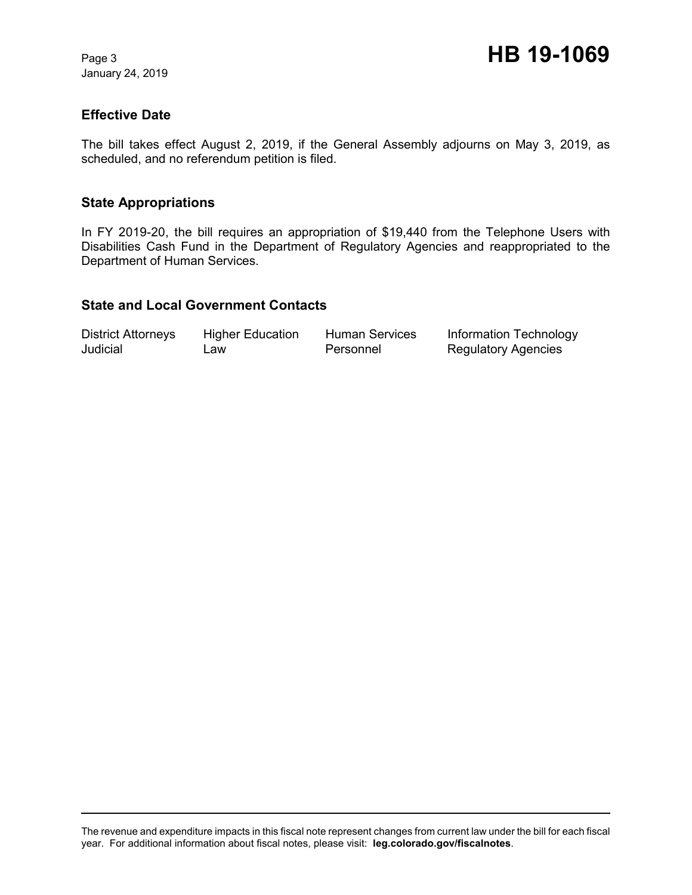## Effective Date

The bill takes effect August 2, 2019, if the General Assembly adjourns on May 3, 2019, as scheduled, and no referendum petition is filed.

## State Appropriations

In FY 2019-20, the bill requires an appropriation of $19,440 from the Telephone Users with Disabilities Cash Fund in the Department of Regulatory Agencies and reappropriated to the Department of Human Services.

## State and Local Government Contacts

| | | | |
|---|---|---|---|
| District Attorneys | Higher Education | Human Services | Information Technology |
| Judicial | Law | Personnel | Regulatory Agencies |

The revenue and expenditure impacts in this fiscal note represent changes from current law under the bill for each fiscal year. For additional information about fiscal notes, please visit: **leg.colorado.gov/fiscalnotes**.